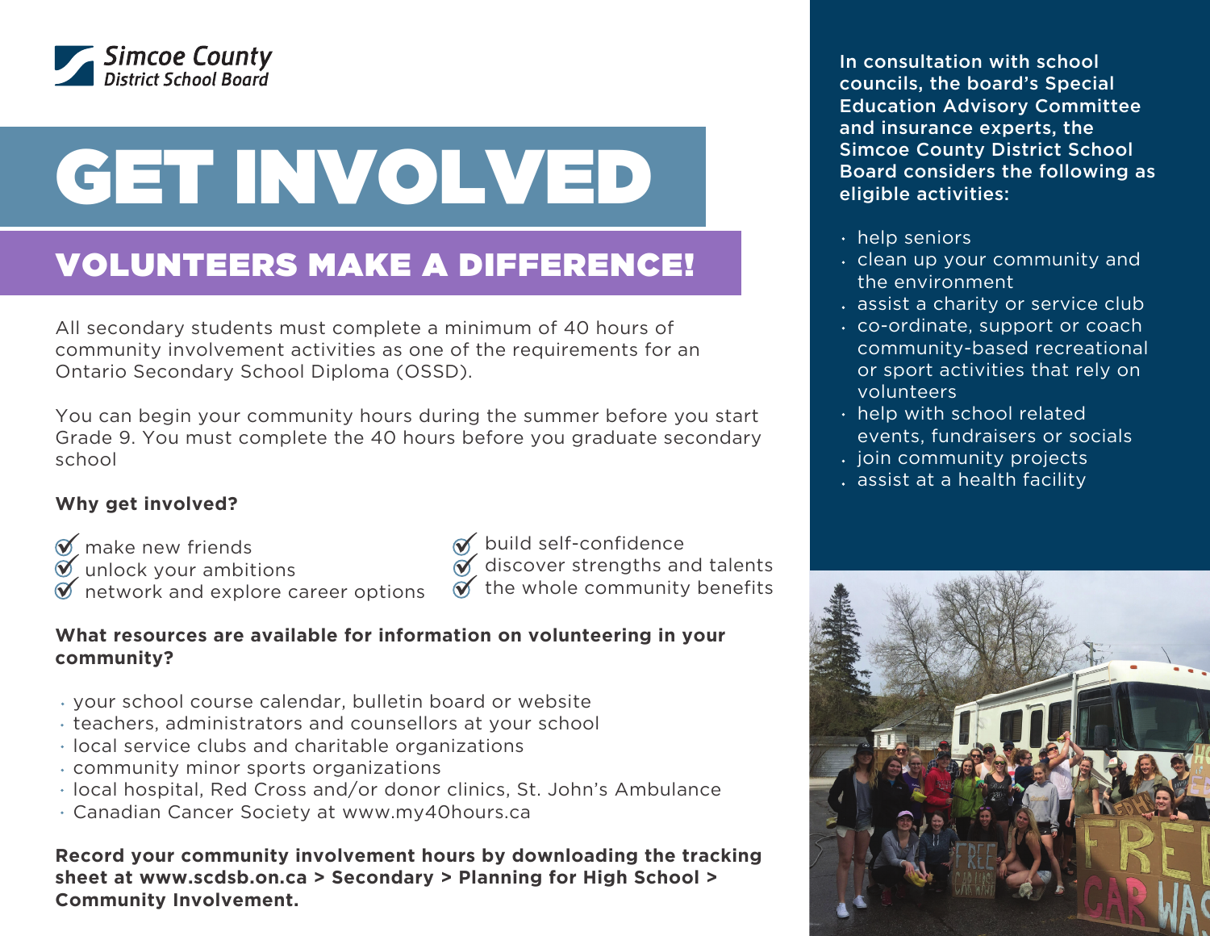Simcoe County District School Board

# GET INVOLVED

## VOLUNTEERS MAKE A DIFFERENCE!

All secondary students must complete a minimum of 40 hours of community involvement activities as one of the requirements for an Ontario Secondary School Diploma (OSSD).

You can begin your community hours during the summer before you start Grade 9. You must complete the 40 hours before you graduate secondary school

**Why get involved?**

- make new friends
- unlock your ambitions
- network and explore career options
- build self-confidence
- discover strengths and talents
- the whole community benefits

**What resources are available for information on volunteering in your community?**

- your school course calendar, bulletin board or website
- teachers, administrators and counsellors at your school
- local service clubs and charitable organizations
- community minor sports organizations
- local hospital, Red Cross and/or donor clinics, St. John's Ambulance
- Canadian Cancer Society at www.my40hours.ca

**Record your community involvement hours by downloading the tracking sheet at www.scdsb.on.ca > Secondary > Planning for High School > Community Involvement.**

**In consultation with school councils, the board's Special Education Advisory Committee and insurance experts, the Simcoe County District School Board considers the following as eligible activities:**

- help seniors
- clean up your community and the environment
- assist a charity or service club
- co-ordinate, support or coach community-based recreational or sport activities that rely on volunteers
- help with school related events, fundraisers or socials
- join community projects
- assist at a health facility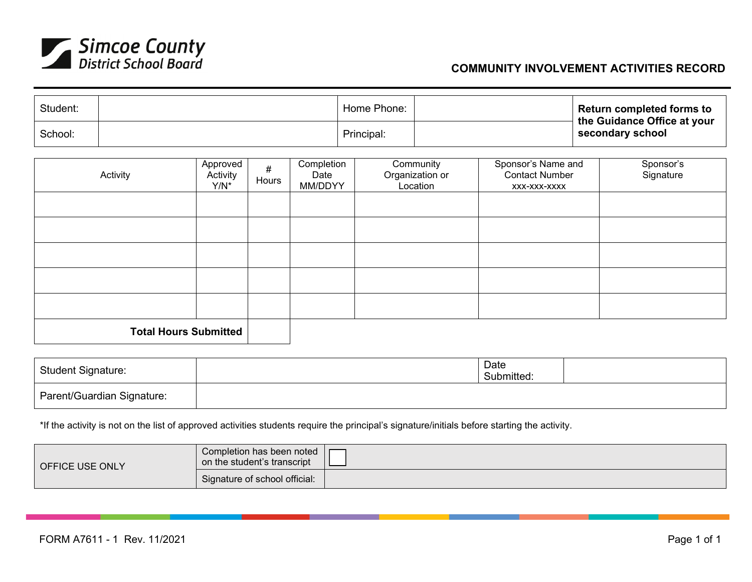Simcoe County District School Board

# COMMUNITY INVOLVEMENT ACTIVITIES RECORD

| | | | | |
|---|---|---|---|---|
| Student: | | Home Phone: | | **Return completed forms to the Guidance Office at your secondary school** |
| School: | | Principal: | | |

| Activity | Approved Activity Y/N* | # Hours | Completion Date MM/DDYY | Community Organization or Location | Sponsor's Name and Contact Number xxx-xxx-xxxx | Sponsor's Signature |
|---|---|---|---|---|---|---|
| | | | | | | |
| | | | | | | |
| | | | | | | |
| | | | | | | |
| | | | | | | |
| **Total Hours Submitted** | | | | | | |

| | | | |
|---|---|---|---|
| Student Signature: | | Date Submitted: | |
| Parent/Guardian Signature: | | | |

*If the activity is not on the list of approved activities students require the principal's signature/initials before starting the activity.

| | | |
|---|---|---|
| OFFICE USE ONLY | Completion has been noted on the student's transcript | ☐ |
| | Signature of school official: | |

FORM A7611 - 1 Rev. 11/2021